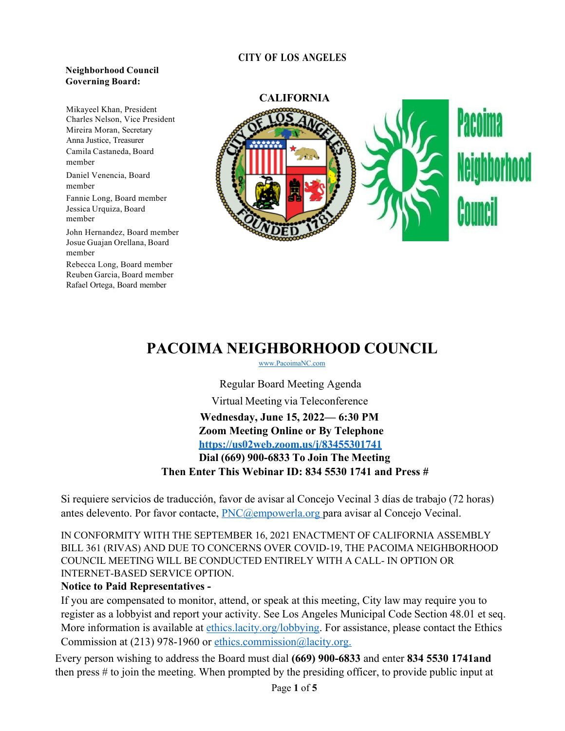CITY OF LOS ANGELES

CALIFORNIA

**Neighborhood Council Governing Board:**

Mikayeel Khan, President
Charles Nelson, Vice President
Mireira Moran, Secretary
Anna Justice, Treasurer
Camila Castaneda, Board member
Daniel Venencia, Board member
Fannie Long, Board member
Jessica Urquiza, Board member
John Hernandez, Board member
Josue Guajan Orellana, Board member
Rebecca Long, Board member
Reuben Garcia, Board member
Rafael Ortega, Board member

Pacoima Neighborhood Council

# PACOIMA NEIGHBORHOOD COUNCIL

www.PacoimaNC.com

Regular Board Meeting Agenda

Virtual Meeting via Teleconference

**Wednesday, June 15, 2022— 6:30 PM**

**Zoom Meeting Online or By Telephone**

**https://us02web.zoom.us/j/83455301741**

**Dial (669) 900-6833 To Join The Meeting**

**Then Enter This Webinar ID: 834 5530 1741 and Press #**

Si requiere servicios de traducción, favor de avisar al Concejo Vecinal 3 días de trabajo (72 horas) antes delevento. Por favor contacte, PNC@empowerla.org para avisar al Concejo Vecinal.

IN CONFORMITY WITH THE SEPTEMBER 16, 2021 ENACTMENT OF CALIFORNIA ASSEMBLY BILL 361 (RIVAS) AND DUE TO CONCERNS OVER COVID-19, THE PACOIMA NEIGHBORHOOD COUNCIL MEETING WILL BE CONDUCTED ENTIRELY WITH A CALL- IN OPTION OR INTERNET-BASED SERVICE OPTION.

**Notice to Paid Representatives -**

If you are compensated to monitor, attend, or speak at this meeting, City law may require you to register as a lobbyist and report your activity. See Los Angeles Municipal Code Section 48.01 et seq. More information is available at ethics.lacity.org/lobbying. For assistance, please contact the Ethics Commission at (213) 978-1960 or ethics.commission@lacity.org.

Every person wishing to address the Board must dial **(669) 900-6833** and enter **834 5530 1741and** then press # to join the meeting. When prompted by the presiding officer, to provide public input at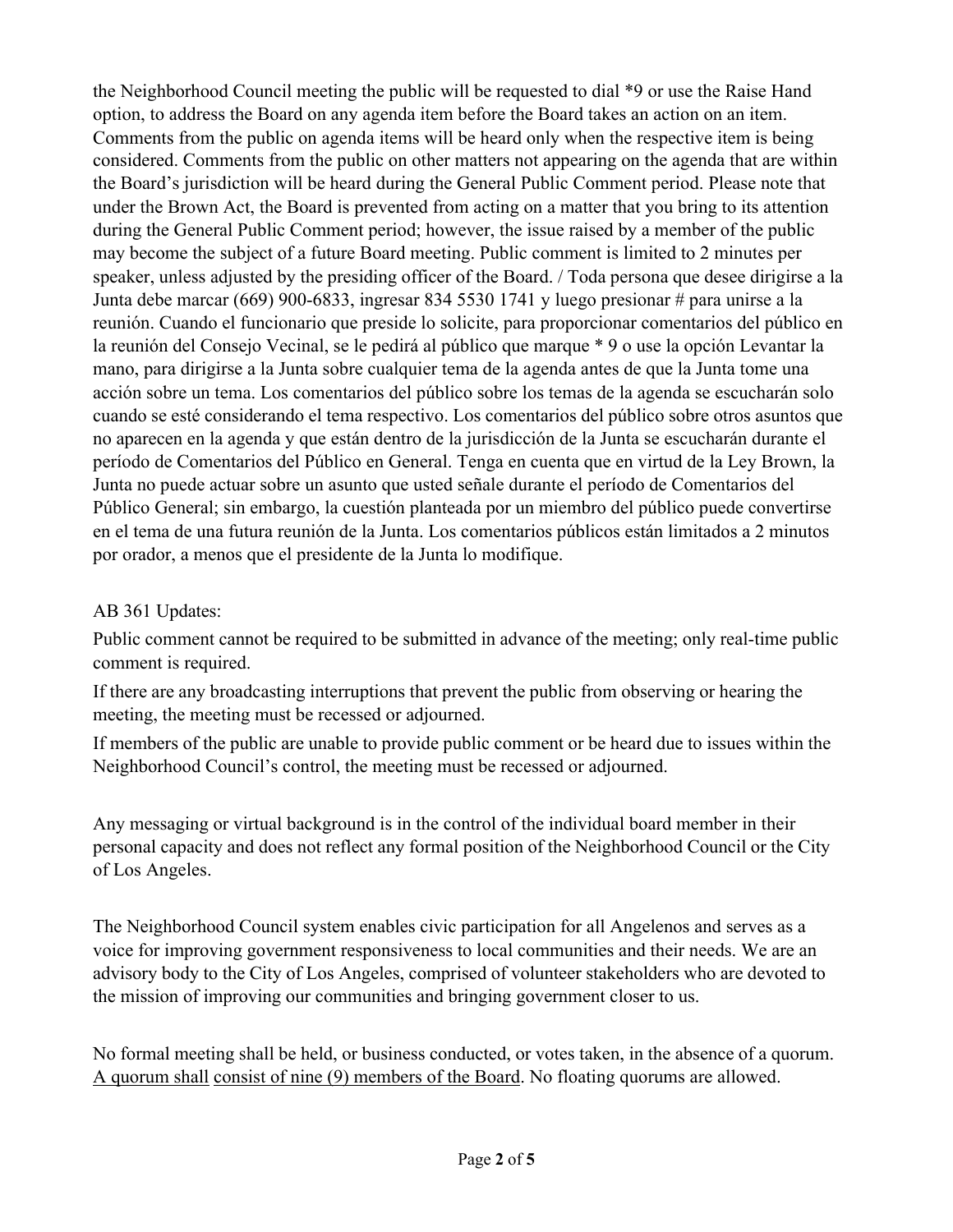the Neighborhood Council meeting the public will be requested to dial *9 or use the Raise Hand option, to address the Board on any agenda item before the Board takes an action on an item. Comments from the public on agenda items will be heard only when the respective item is being considered. Comments from the public on other matters not appearing on the agenda that are within the Board's jurisdiction will be heard during the General Public Comment period. Please note that under the Brown Act, the Board is prevented from acting on a matter that you bring to its attention during the General Public Comment period; however, the issue raised by a member of the public may become the subject of a future Board meeting. Public comment is limited to 2 minutes per speaker, unless adjusted by the presiding officer of the Board. / Toda persona que desee dirigirse a la Junta debe marcar (669) 900-6833, ingresar 834 5530 1741 y luego presionar # para unirse a la reunión. Cuando el funcionario que preside lo solicite, para proporcionar comentarios del público en la reunión del Consejo Vecinal, se le pedirá al público que marque * 9 o use la opción Levantar la mano, para dirigirse a la Junta sobre cualquier tema de la agenda antes de que la Junta tome una acción sobre un tema. Los comentarios del público sobre los temas de la agenda se escucharán solo cuando se esté considerando el tema respectivo. Los comentarios del público sobre otros asuntos que no aparecen en la agenda y que están dentro de la jurisdicción de la Junta se escucharán durante el período de Comentarios del Público en General. Tenga en cuenta que en virtud de la Ley Brown, la Junta no puede actuar sobre un asunto que usted señale durante el período de Comentarios del Público General; sin embargo, la cuestión planteada por un miembro del público puede convertirse en el tema de una futura reunión de la Junta. Los comentarios públicos están limitados a 2 minutos por orador, a menos que el presidente de la Junta lo modifique.

AB 361 Updates:

Public comment cannot be required to be submitted in advance of the meeting; only real-time public comment is required.

If there are any broadcasting interruptions that prevent the public from observing or hearing the meeting, the meeting must be recessed or adjourned.

If members of the public are unable to provide public comment or be heard due to issues within the Neighborhood Council's control, the meeting must be recessed or adjourned.

Any messaging or virtual background is in the control of the individual board member in their personal capacity and does not reflect any formal position of the Neighborhood Council or the City of Los Angeles.

The Neighborhood Council system enables civic participation for all Angelenos and serves as a voice for improving government responsiveness to local communities and their needs. We are an advisory body to the City of Los Angeles, comprised of volunteer stakeholders who are devoted to the mission of improving our communities and bringing government closer to us.

No formal meeting shall be held, or business conducted, or votes taken, in the absence of a quorum. A quorum shall consist of nine (9) members of the Board. No floating quorums are allowed.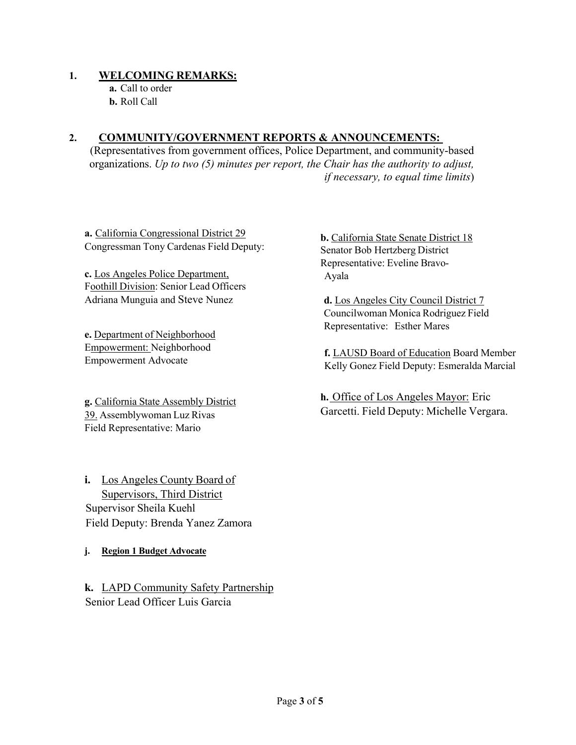1. **WELCOMING REMARKS:**
   - **a.** Call to order
   - **b.** Roll Call

2. **COMMUNITY/GOVERNMENT REPORTS & ANNOUNCEMENTS:**
   (Representatives from government offices, Police Department, and community-based organizations. *Up to two (5) minutes per report, the Chair has the authority to adjust, if necessary, to equal time limits*)

**a.** California Congressional District 29
Congressman Tony Cardenas Field Deputy:

**b.** California State Senate District 18
Senator Bob Hertzberg District Representative: Eveline Bravo-Ayala

**c.** Los Angeles Police Department, Foothill Division: Senior Lead Officers Adriana Munguia and Steve Nunez

**d.** Los Angeles City Council District 7
Councilwoman Monica Rodriguez Field Representative: Esther Mares

**e.** Department of Neighborhood Empowerment: Neighborhood Empowerment Advocate

**f.** LAUSD Board of Education Board Member Kelly Gonez Field Deputy: Esmeralda Marcial

**g.** California State Assembly District 39. Assemblywoman Luz Rivas Field Representative: Mario

**h.** Office of Los Angeles Mayor: Eric Garcetti. Field Deputy: Michelle Vergara.

**i.** Los Angeles County Board of Supervisors, Third District
Supervisor Sheila Kuehl
Field Deputy: Brenda Yanez Zamora

**j.** **Region 1 Budget Advocate**

**k.** LAPD Community Safety Partnership
Senior Lead Officer Luis Garcia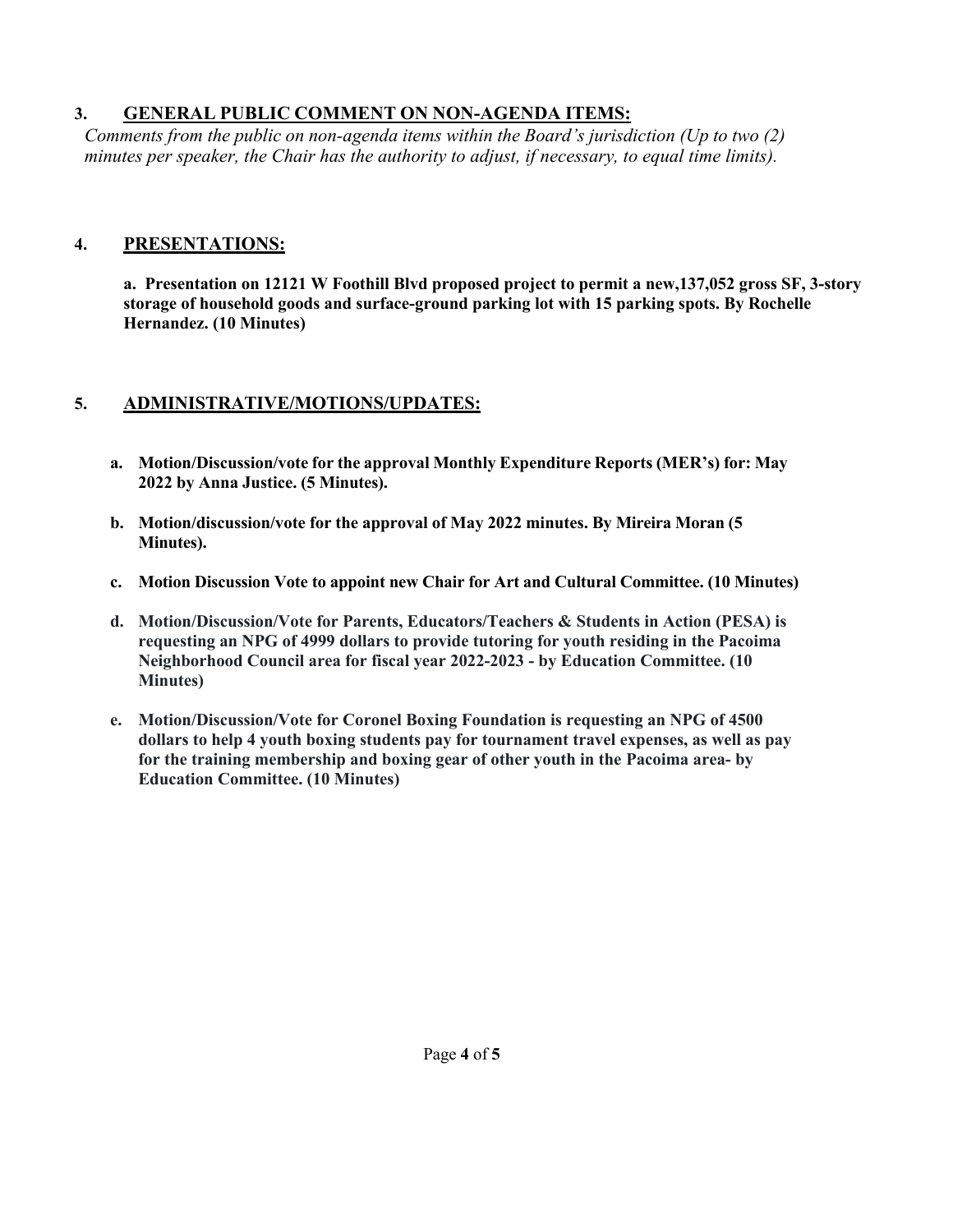## 3. GENERAL PUBLIC COMMENT ON NON-AGENDA ITEMS:

*Comments from the public on non-agenda items within the Board's jurisdiction (Up to two (2) minutes per speaker, the Chair has the authority to adjust, if necessary, to equal time limits).*

## 4. PRESENTATIONS:

**a. Presentation on 12121 W Foothill Blvd proposed project to permit a new,137,052 gross SF, 3-story storage of household goods and surface-ground parking lot with 15 parking spots. By Rochelle Hernandez. (10 Minutes)**

## 5. ADMINISTRATIVE/MOTIONS/UPDATES:

a. **Motion/Discussion/vote for the approval Monthly Expenditure Reports (MER's) for: May 2022 by Anna Justice. (5 Minutes).**

b. **Motion/discussion/vote for the approval of May 2022 minutes. By Mireira Moran (5 Minutes).**

c. **Motion Discussion Vote to appoint new Chair for Art and Cultural Committee. (10 Minutes)**

d. **Motion/Discussion/Vote for Parents, Educators/Teachers & Students in Action (PESA) is requesting an NPG of 4999 dollars to provide tutoring for youth residing in the Pacoima Neighborhood Council area for fiscal year 2022-2023 - by Education Committee. (10 Minutes)**

e. **Motion/Discussion/Vote for Coronel Boxing Foundation is requesting an NPG of 4500 dollars to help 4 youth boxing students pay for tournament travel expenses, as well as pay for the training membership and boxing gear of other youth in the Pacoima area- by Education Committee. (10 Minutes)**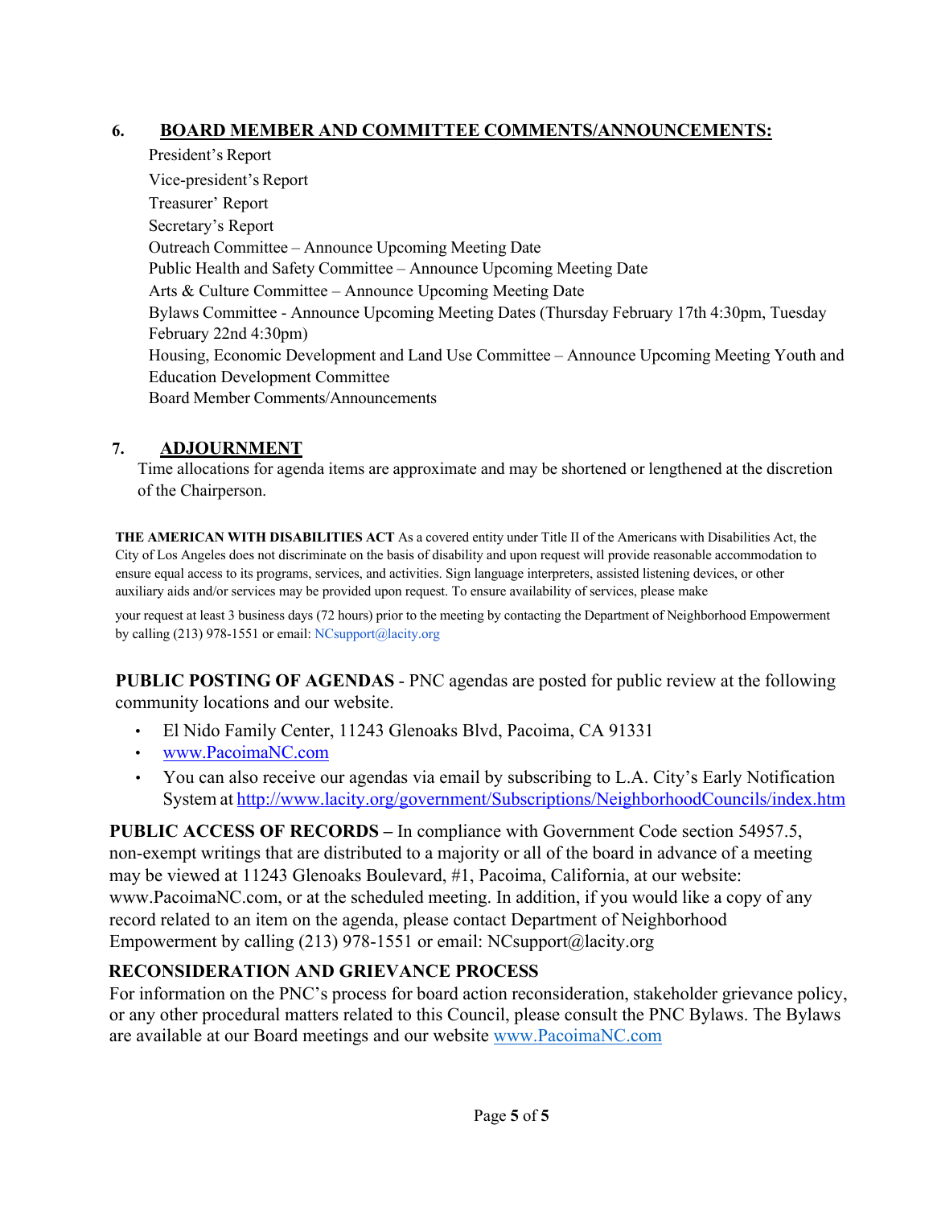## 6. BOARD MEMBER AND COMMITTEE COMMENTS/ANNOUNCEMENTS:

President's Report
Vice-president's Report
Treasurer' Report
Secretary's Report
Outreach Committee – Announce Upcoming Meeting Date
Public Health and Safety Committee – Announce Upcoming Meeting Date
Arts & Culture Committee – Announce Upcoming Meeting Date
Bylaws Committee - Announce Upcoming Meeting Dates (Thursday February 17th 4:30pm, Tuesday February 22nd 4:30pm)
Housing, Economic Development and Land Use Committee – Announce Upcoming Meeting Youth and Education Development Committee
Board Member Comments/Announcements

## 7. ADJOURNMENT

Time allocations for agenda items are approximate and may be shortened or lengthened at the discretion of the Chairperson.

**THE AMERICAN WITH DISABILITIES ACT** As a covered entity under Title II of the Americans with Disabilities Act, the City of Los Angeles does not discriminate on the basis of disability and upon request will provide reasonable accommodation to ensure equal access to its programs, services, and activities. Sign language interpreters, assisted listening devices, or other auxiliary aids and/or services may be provided upon request. To ensure availability of services, please make

your request at least 3 business days (72 hours) prior to the meeting by contacting the Department of Neighborhood Empowerment by calling (213) 978-1551 or email: NCsupport@lacity.org

**PUBLIC POSTING OF AGENDAS** - PNC agendas are posted for public review at the following community locations and our website.

- El Nido Family Center, 11243 Glenoaks Blvd, Pacoima, CA 91331
- www.PacoimaNC.com
- You can also receive our agendas via email by subscribing to L.A. City's Early Notification System at http://www.lacity.org/government/Subscriptions/NeighborhoodCouncils/index.htm

**PUBLIC ACCESS OF RECORDS –** In compliance with Government Code section 54957.5, non-exempt writings that are distributed to a majority or all of the board in advance of a meeting may be viewed at 11243 Glenoaks Boulevard, #1, Pacoima, California, at our website: www.PacoimaNC.com, or at the scheduled meeting. In addition, if you would like a copy of any record related to an item on the agenda, please contact Department of Neighborhood Empowerment by calling (213) 978-1551 or email: NCsupport@lacity.org

**RECONSIDERATION AND GRIEVANCE PROCESS**

For information on the PNC's process for board action reconsideration, stakeholder grievance policy, or any other procedural matters related to this Council, please consult the PNC Bylaws. The Bylaws are available at our Board meetings and our website www.PacoimaNC.com